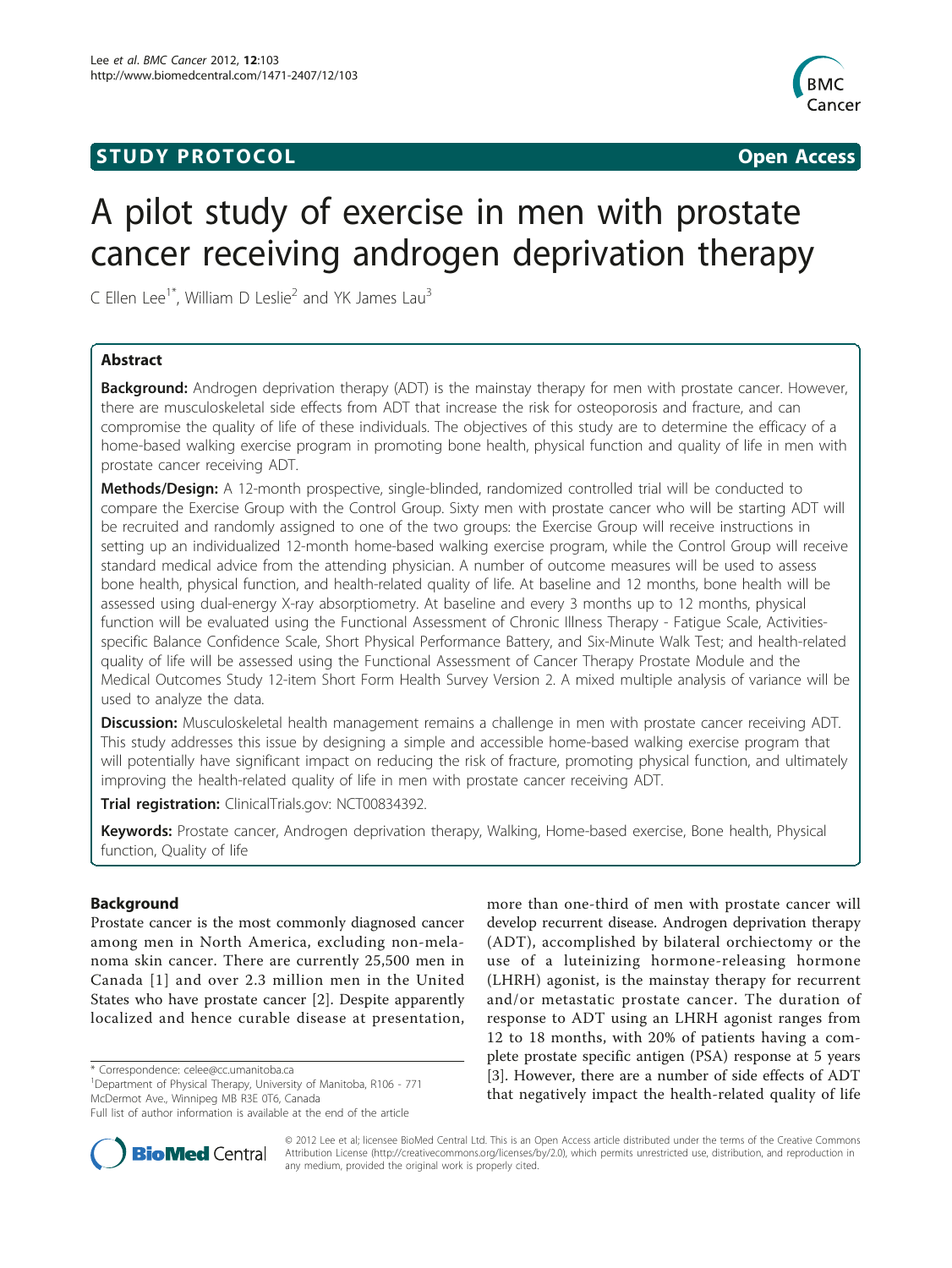**STUDY PROTOCOL** **Open Access**

# A pilot study of exercise in men with prostate cancer receiving androgen deprivation therapy

C Ellen Lee[1*], William D Leslie[2] and YK James Lau[3]

## Abstract

**Background:** Androgen deprivation therapy (ADT) is the mainstay therapy for men with prostate cancer. However, there are musculoskeletal side effects from ADT that increase the risk for osteoporosis and fracture, and can compromise the quality of life of these individuals. The objectives of this study are to determine the efficacy of a home-based walking exercise program in promoting bone health, physical function and quality of life in men with prostate cancer receiving ADT.

**Methods/Design:** A 12-month prospective, single-blinded, randomized controlled trial will be conducted to compare the Exercise Group with the Control Group. Sixty men with prostate cancer who will be starting ADT will be recruited and randomly assigned to one of the two groups: the Exercise Group will receive instructions in setting up an individualized 12-month home-based walking exercise program, while the Control Group will receive standard medical advice from the attending physician. A number of outcome measures will be used to assess bone health, physical function, and health-related quality of life. At baseline and 12 months, bone health will be assessed using dual-energy X-ray absorptiometry. At baseline and every 3 months up to 12 months, physical function will be evaluated using the Functional Assessment of Chronic Illness Therapy - Fatigue Scale, Activities-specific Balance Confidence Scale, Short Physical Performance Battery, and Six-Minute Walk Test; and health-related quality of life will be assessed using the Functional Assessment of Cancer Therapy Prostate Module and the Medical Outcomes Study 12-item Short Form Health Survey Version 2. A mixed multiple analysis of variance will be used to analyze the data.

**Discussion:** Musculoskeletal health management remains a challenge in men with prostate cancer receiving ADT. This study addresses this issue by designing a simple and accessible home-based walking exercise program that will potentially have significant impact on reducing the risk of fracture, promoting physical function, and ultimately improving the health-related quality of life in men with prostate cancer receiving ADT.

**Trial registration:** ClinicalTrials.gov: NCT00834392.

**Keywords:** Prostate cancer, Androgen deprivation therapy, Walking, Home-based exercise, Bone health, Physical function, Quality of life

## Background

Prostate cancer is the most commonly diagnosed cancer among men in North America, excluding non-melanoma skin cancer. There are currently 25,500 men in Canada [1] and over 2.3 million men in the United States who have prostate cancer [2]. Despite apparently localized and hence curable disease at presentation, more than one-third of men with prostate cancer will develop recurrent disease. Androgen deprivation therapy (ADT), accomplished by bilateral orchiectomy or the use of a luteinizing hormone-releasing hormone (LHRH) agonist, is the mainstay therapy for recurrent and/or metastatic prostate cancer. The duration of response to ADT using an LHRH agonist ranges from 12 to 18 months, with 20% of patients having a complete prostate specific antigen (PSA) response at 5 years [3]. However, there are a number of side effects of ADT that negatively impact the health-related quality of life

\* Correspondence: celee@cc.umanitoba.ca
[1]Department of Physical Therapy, University of Manitoba, R106 - 771 McDermot Ave., Winnipeg MB R3E 0T6, Canada
Full list of author information is available at the end of the article

© 2012 Lee et al; licensee BioMed Central Ltd. This is an Open Access article distributed under the terms of the Creative Commons Attribution License (http://creativecommons.org/licenses/by/2.0), which permits unrestricted use, distribution, and reproduction in any medium, provided the original work is properly cited.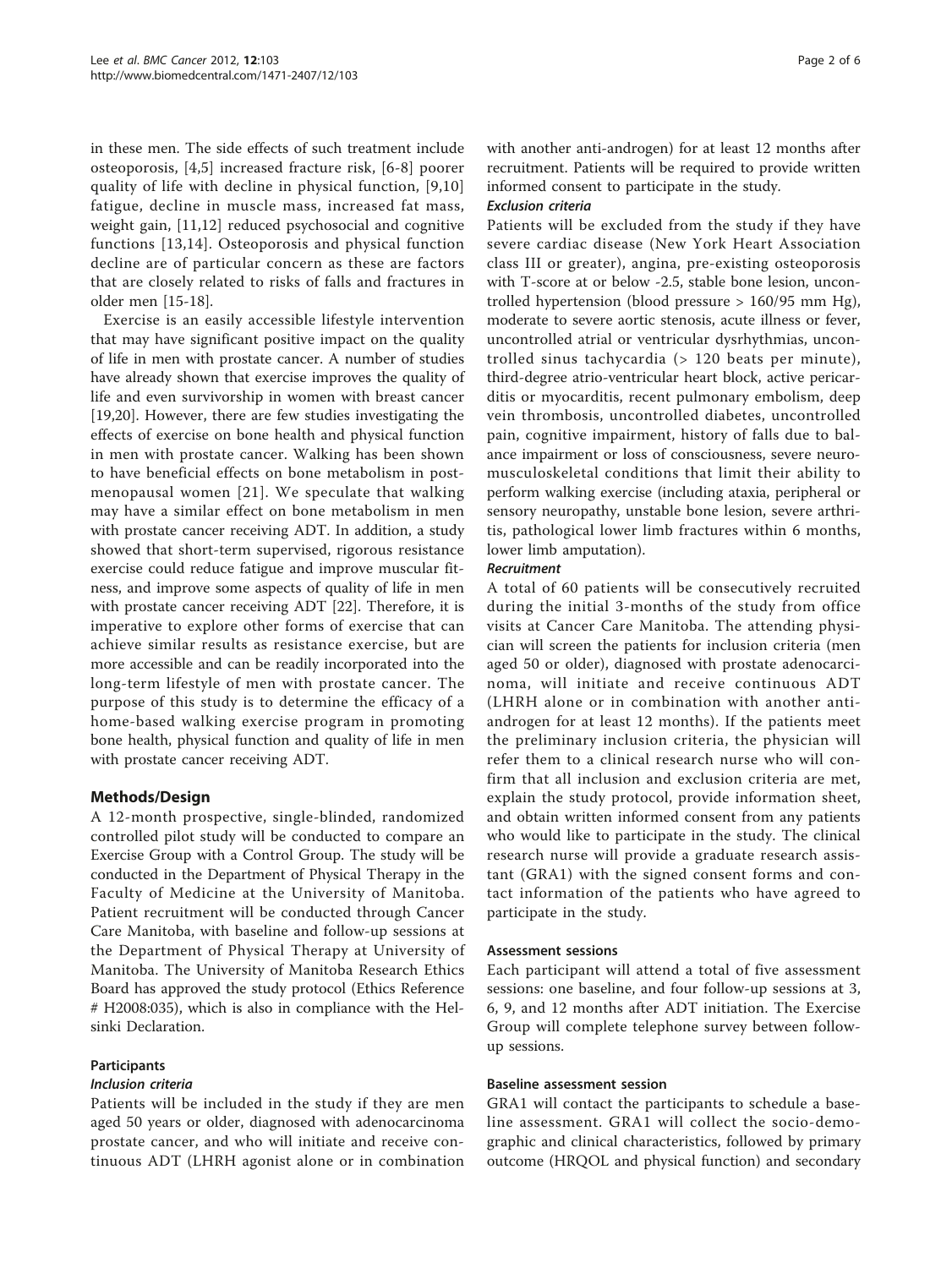in these men. The side effects of such treatment include osteoporosis, [4,5] increased fracture risk, [6-8] poorer quality of life with decline in physical function, [9,10] fatigue, decline in muscle mass, increased fat mass, weight gain, [11,12] reduced psychosocial and cognitive functions [13,14]. Osteoporosis and physical function decline are of particular concern as these are factors that are closely related to risks of falls and fractures in older men [15-18].

Exercise is an easily accessible lifestyle intervention that may have significant positive impact on the quality of life in men with prostate cancer. A number of studies have already shown that exercise improves the quality of life and even survivorship in women with breast cancer [19,20]. However, there are few studies investigating the effects of exercise on bone health and physical function in men with prostate cancer. Walking has been shown to have beneficial effects on bone metabolism in postmenopausal women [21]. We speculate that walking may have a similar effect on bone metabolism in men with prostate cancer receiving ADT. In addition, a study showed that short-term supervised, rigorous resistance exercise could reduce fatigue and improve muscular fitness, and improve some aspects of quality of life in men with prostate cancer receiving ADT [22]. Therefore, it is imperative to explore other forms of exercise that can achieve similar results as resistance exercise, but are more accessible and can be readily incorporated into the long-term lifestyle of men with prostate cancer. The purpose of this study is to determine the efficacy of a home-based walking exercise program in promoting bone health, physical function and quality of life in men with prostate cancer receiving ADT.

## Methods/Design

A 12-month prospective, single-blinded, randomized controlled pilot study will be conducted to compare an Exercise Group with a Control Group. The study will be conducted in the Department of Physical Therapy in the Faculty of Medicine at the University of Manitoba. Patient recruitment will be conducted through Cancer Care Manitoba, with baseline and follow-up sessions at the Department of Physical Therapy at University of Manitoba. The University of Manitoba Research Ethics Board has approved the study protocol (Ethics Reference # H2008:035), which is also in compliance with the Helsinki Declaration.

### Participants

#### *Inclusion criteria*

Patients will be included in the study if they are men aged 50 years or older, diagnosed with adenocarcinoma prostate cancer, and who will initiate and receive continuous ADT (LHRH agonist alone or in combination with another anti-androgen) for at least 12 months after recruitment. Patients will be required to provide written informed consent to participate in the study.

#### *Exclusion criteria*

Patients will be excluded from the study if they have severe cardiac disease (New York Heart Association class III or greater), angina, pre-existing osteoporosis with T-score at or below -2.5, stable bone lesion, uncontrolled hypertension (blood pressure > 160/95 mm Hg), moderate to severe aortic stenosis, acute illness or fever, uncontrolled atrial or ventricular dysrhythmias, uncontrolled sinus tachycardia (> 120 beats per minute), third-degree atrio-ventricular heart block, active pericarditis or myocarditis, recent pulmonary embolism, deep vein thrombosis, uncontrolled diabetes, uncontrolled pain, cognitive impairment, history of falls due to balance impairment or loss of consciousness, severe neuromusculoskeletal conditions that limit their ability to perform walking exercise (including ataxia, peripheral or sensory neuropathy, unstable bone lesion, severe arthritis, pathological lower limb fractures within 6 months, lower limb amputation).

#### *Recruitment*

A total of 60 patients will be consecutively recruited during the initial 3-months of the study from office visits at Cancer Care Manitoba. The attending physician will screen the patients for inclusion criteria (men aged 50 or older), diagnosed with prostate adenocarcinoma, will initiate and receive continuous ADT (LHRH alone or in combination with another antiandrogen for at least 12 months). If the patients meet the preliminary inclusion criteria, the physician will refer them to a clinical research nurse who will confirm that all inclusion and exclusion criteria are met, explain the study protocol, provide information sheet, and obtain written informed consent from any patients who would like to participate in the study. The clinical research nurse will provide a graduate research assistant (GRA1) with the signed consent forms and contact information of the patients who have agreed to participate in the study.

### Assessment sessions

Each participant will attend a total of five assessment sessions: one baseline, and four follow-up sessions at 3, 6, 9, and 12 months after ADT initiation. The Exercise Group will complete telephone survey between follow-up sessions.

### Baseline assessment session

GRA1 will contact the participants to schedule a baseline assessment. GRA1 will collect the socio-demographic and clinical characteristics, followed by primary outcome (HRQOL and physical function) and secondary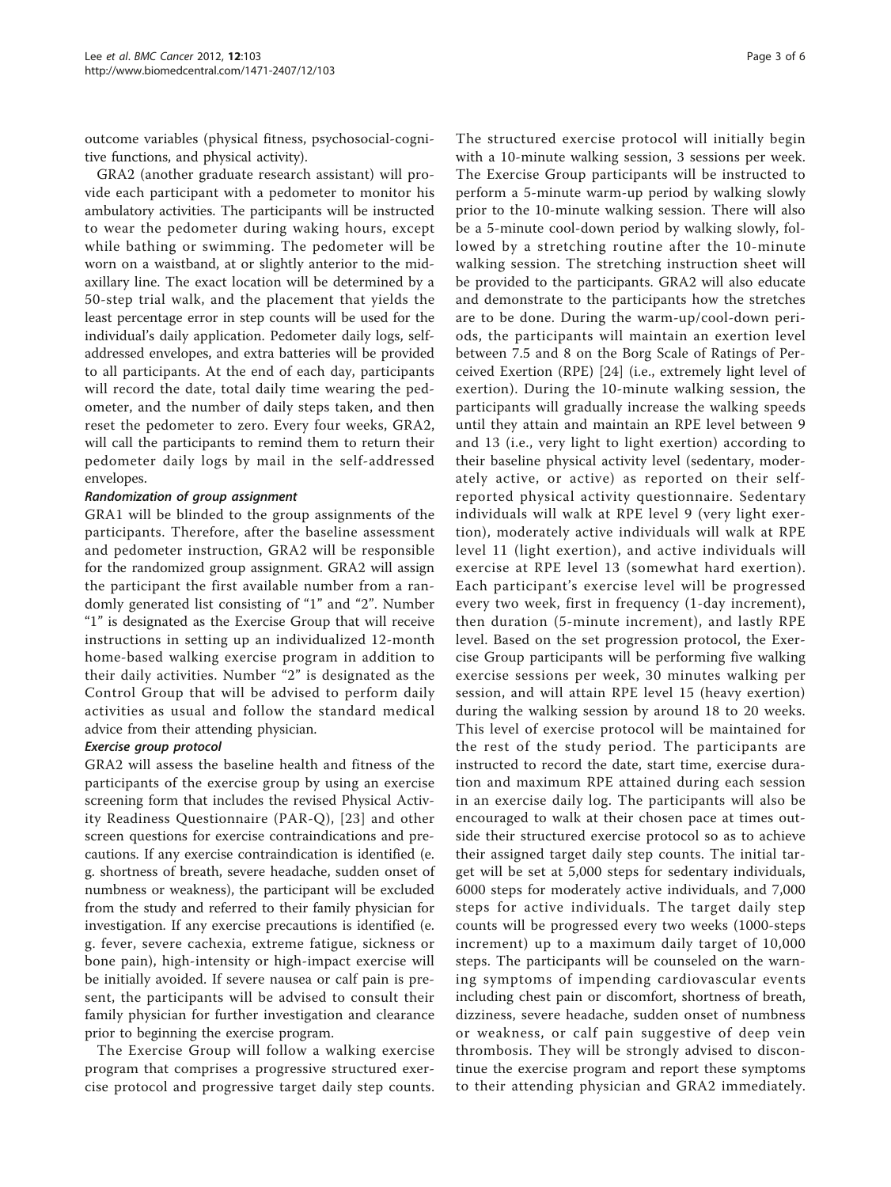outcome variables (physical fitness, psychosocial-cognitive functions, and physical activity).

GRA2 (another graduate research assistant) will provide each participant with a pedometer to monitor his ambulatory activities. The participants will be instructed to wear the pedometer during waking hours, except while bathing or swimming. The pedometer will be worn on a waistband, at or slightly anterior to the mid-axillary line. The exact location will be determined by a 50-step trial walk, and the placement that yields the least percentage error in step counts will be used for the individual's daily application. Pedometer daily logs, self-addressed envelopes, and extra batteries will be provided to all participants. At the end of each day, participants will record the date, total daily time wearing the pedometer, and the number of daily steps taken, and then reset the pedometer to zero. Every four weeks, GRA2, will call the participants to remind them to return their pedometer daily logs by mail in the self-addressed envelopes.

#### *Randomization of group assignment*

GRA1 will be blinded to the group assignments of the participants. Therefore, after the baseline assessment and pedometer instruction, GRA2 will be responsible for the randomized group assignment. GRA2 will assign the participant the first available number from a randomly generated list consisting of "1" and "2". Number "1" is designated as the Exercise Group that will receive instructions in setting up an individualized 12-month home-based walking exercise program in addition to their daily activities. Number "2" is designated as the Control Group that will be advised to perform daily activities as usual and follow the standard medical advice from their attending physician.

#### *Exercise group protocol*

GRA2 will assess the baseline health and fitness of the participants of the exercise group by using an exercise screening form that includes the revised Physical Activity Readiness Questionnaire (PAR-Q), [23] and other screen questions for exercise contraindications and precautions. If any exercise contraindication is identified (e. g. shortness of breath, severe headache, sudden onset of numbness or weakness), the participant will be excluded from the study and referred to their family physician for investigation. If any exercise precautions is identified (e. g. fever, severe cachexia, extreme fatigue, sickness or bone pain), high-intensity or high-impact exercise will be initially avoided. If severe nausea or calf pain is present, the participants will be advised to consult their family physician for further investigation and clearance prior to beginning the exercise program.

The Exercise Group will follow a walking exercise program that comprises a progressive structured exercise protocol and progressive target daily step counts. The structured exercise protocol will initially begin with a 10-minute walking session, 3 sessions per week. The Exercise Group participants will be instructed to perform a 5-minute warm-up period by walking slowly prior to the 10-minute walking session. There will also be a 5-minute cool-down period by walking slowly, followed by a stretching routine after the 10-minute walking session. The stretching instruction sheet will be provided to the participants. GRA2 will also educate and demonstrate to the participants how the stretches are to be done. During the warm-up/cool-down periods, the participants will maintain an exertion level between 7.5 and 8 on the Borg Scale of Ratings of Perceived Exertion (RPE) [24] (i.e., extremely light level of exertion). During the 10-minute walking session, the participants will gradually increase the walking speeds until they attain and maintain an RPE level between 9 and 13 (i.e., very light to light exertion) according to their baseline physical activity level (sedentary, moderately active, or active) as reported on their self-reported physical activity questionnaire. Sedentary individuals will walk at RPE level 9 (very light exertion), moderately active individuals will walk at RPE level 11 (light exertion), and active individuals will exercise at RPE level 13 (somewhat hard exertion). Each participant's exercise level will be progressed every two week, first in frequency (1-day increment), then duration (5-minute increment), and lastly RPE level. Based on the set progression protocol, the Exercise Group participants will be performing five walking exercise sessions per week, 30 minutes walking per session, and will attain RPE level 15 (heavy exertion) during the walking session by around 18 to 20 weeks. This level of exercise protocol will be maintained for the rest of the study period. The participants are instructed to record the date, start time, exercise duration and maximum RPE attained during each session in an exercise daily log. The participants will also be encouraged to walk at their chosen pace at times outside their structured exercise protocol so as to achieve their assigned target daily step counts. The initial target will be set at 5,000 steps for sedentary individuals, 6000 steps for moderately active individuals, and 7,000 steps for active individuals. The target daily step counts will be progressed every two weeks (1000-steps increment) up to a maximum daily target of 10,000 steps. The participants will be counseled on the warning symptoms of impending cardiovascular events including chest pain or discomfort, shortness of breath, dizziness, severe headache, sudden onset of numbness or weakness, or calf pain suggestive of deep vein thrombosis. They will be strongly advised to discontinue the exercise program and report these symptoms to their attending physician and GRA2 immediately.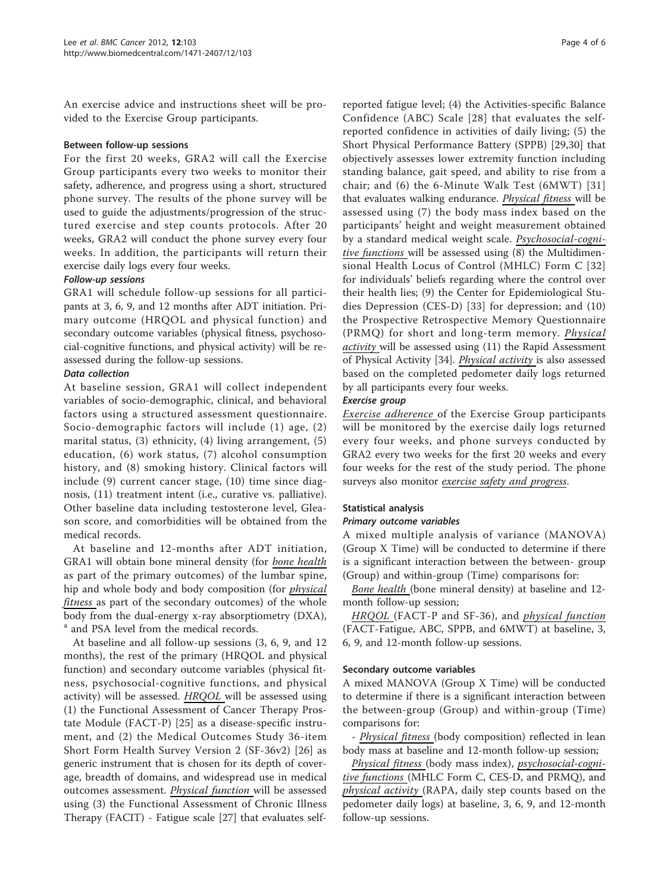An exercise advice and instructions sheet will be provided to the Exercise Group participants.

#### Between follow-up sessions

For the first 20 weeks, GRA2 will call the Exercise Group participants every two weeks to monitor their safety, adherence, and progress using a short, structured phone survey. The results of the phone survey will be used to guide the adjustments/progression of the structured exercise and step counts protocols. After 20 weeks, GRA2 will conduct the phone survey every four weeks. In addition, the participants will return their exercise daily logs every four weeks.

##### *Follow-up sessions*

GRA1 will schedule follow-up sessions for all participants at 3, 6, 9, and 12 months after ADT initiation. Primary outcome (HRQOL and physical function) and secondary outcome variables (physical fitness, psychosocial-cognitive functions, and physical activity) will be reassessed during the follow-up sessions.

##### *Data collection*

At baseline session, GRA1 will collect independent variables of socio-demographic, clinical, and behavioral factors using a structured assessment questionnaire. Socio-demographic factors will include (1) age, (2) marital status, (3) ethnicity, (4) living arrangement, (5) education, (6) work status, (7) alcohol consumption history, and (8) smoking history. Clinical factors will include (9) current cancer stage, (10) time since diagnosis, (11) treatment intent (i.e., curative vs. palliative). Other baseline data including testosterone level, Gleason score, and comorbidities will be obtained from the medical records.

At baseline and 12-months after ADT initiation, GRA1 will obtain bone mineral density (for bone health as part of the primary outcomes) of the lumbar spine, hip and whole body and body composition (for physical fitness as part of the secondary outcomes) of the whole body from the dual-energy x-ray absorptiometry (DXA), [a] and PSA level from the medical records.

At baseline and all follow-up sessions (3, 6, 9, and 12 months), the rest of the primary (HRQOL and physical function) and secondary outcome variables (physical fitness, psychosocial-cognitive functions, and physical activity) will be assessed. HRQOL will be assessed using (1) the Functional Assessment of Cancer Therapy Prostate Module (FACT-P) [25] as a disease-specific instrument, and (2) the Medical Outcomes Study 36-item Short Form Health Survey Version 2 (SF-36v2) [26] as generic instrument that is chosen for its depth of coverage, breadth of domains, and widespread use in medical outcomes assessment. Physical function will be assessed using (3) the Functional Assessment of Chronic Illness Therapy (FACIT) - Fatigue scale [27] that evaluates self-reported fatigue level; (4) the Activities-specific Balance Confidence (ABC) Scale [28] that evaluates the self-reported confidence in activities of daily living; (5) the Short Physical Performance Battery (SPPB) [29,30] that objectively assesses lower extremity function including standing balance, gait speed, and ability to rise from a chair; and (6) the 6-Minute Walk Test (6MWT) [31] that evaluates walking endurance. Physical fitness will be assessed using (7) the body mass index based on the participants' height and weight measurement obtained by a standard medical weight scale. Psychosocial-cognitive functions will be assessed using (8) the Multidimensional Health Locus of Control (MHLC) Form C [32] for individuals' beliefs regarding where the control over their health lies; (9) the Center for Epidemiological Studies Depression (CES-D) [33] for depression; and (10) the Prospective Retrospective Memory Questionnaire (PRMQ) for short and long-term memory. Physical activity will be assessed using (11) the Rapid Assessment of Physical Activity [34]. Physical activity is also assessed based on the completed pedometer daily logs returned by all participants every four weeks.

##### *Exercise group*

Exercise adherence of the Exercise Group participants will be monitored by the exercise daily logs returned every four weeks, and phone surveys conducted by GRA2 every two weeks for the first 20 weeks and every four weeks for the rest of the study period. The phone surveys also monitor exercise safety and progress.

### Statistical analysis

#### *Primary outcome variables*

A mixed multiple analysis of variance (MANOVA) (Group X Time) will be conducted to determine if there is a significant interaction between the between- group (Group) and within-group (Time) comparisons for:

Bone health (bone mineral density) at baseline and 12-month follow-up session;

HRQOL (FACT-P and SF-36), and physical function (FACT-Fatigue, ABC, SPPB, and 6MWT) at baseline, 3, 6, 9, and 12-month follow-up sessions.

#### Secondary outcome variables

A mixed MANOVA (Group X Time) will be conducted to determine if there is a significant interaction between the between-group (Group) and within-group (Time) comparisons for:

- Physical fitness (body composition) reflected in lean body mass at baseline and 12-month follow-up session;

Physical fitness (body mass index), psychosocial-cognitive functions (MHLC Form C, CES-D, and PRMQ), and physical activity (RAPA, daily step counts based on the pedometer daily logs) at baseline, 3, 6, 9, and 12-month follow-up sessions.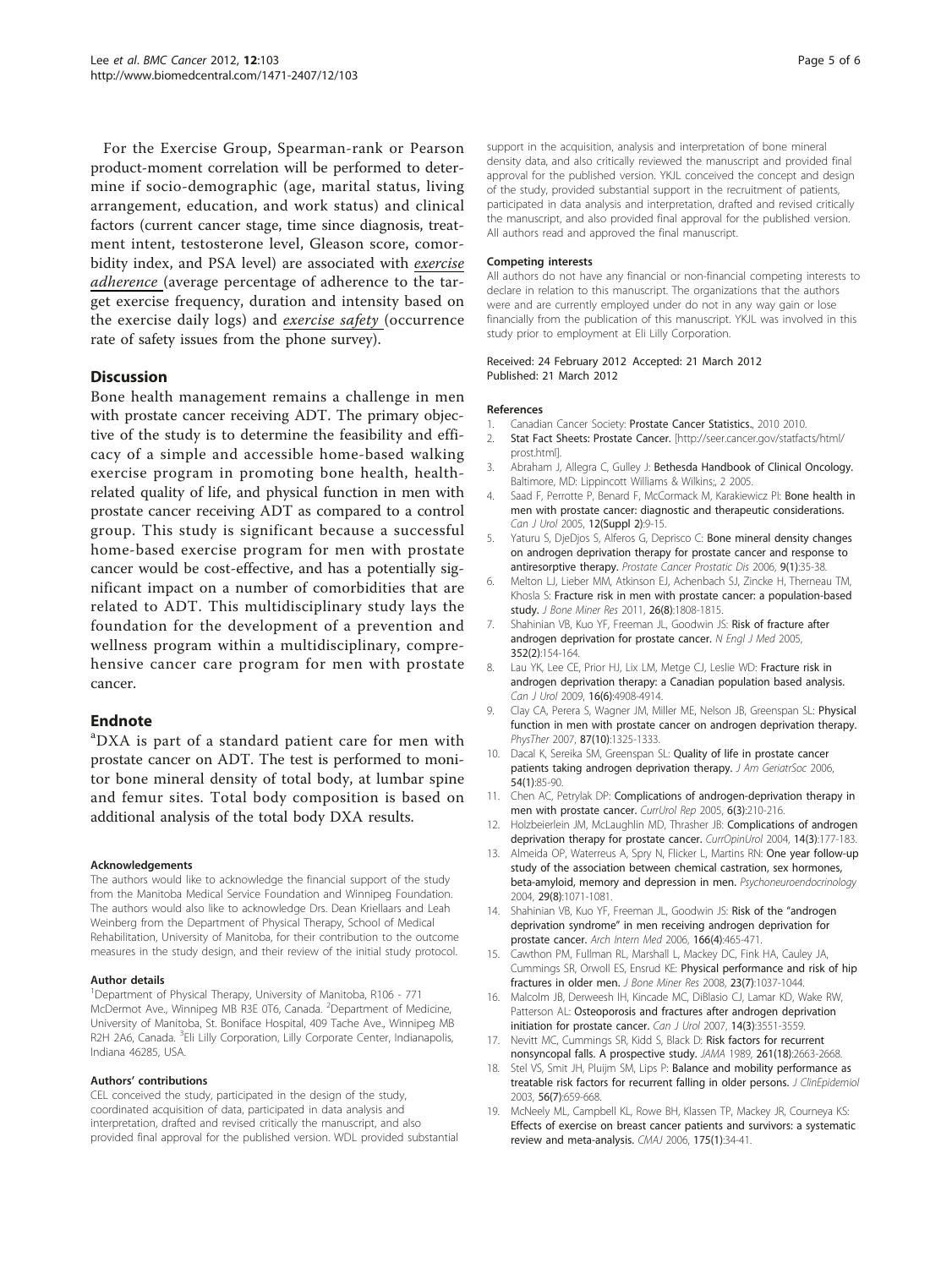For the Exercise Group, Spearman-rank or Pearson product-moment correlation will be performed to determine if socio-demographic (age, marital status, living arrangement, education, and work status) and clinical factors (current cancer stage, time since diagnosis, treatment intent, testosterone level, Gleason score, comorbidity index, and PSA level) are associated with _exercise adherence_ (average percentage of adherence to the target exercise frequency, duration and intensity based on the exercise daily logs) and _exercise safety_ (occurrence rate of safety issues from the phone survey).

## Discussion

Bone health management remains a challenge in men with prostate cancer receiving ADT. The primary objective of the study is to determine the feasibility and efficacy of a simple and accessible home-based walking exercise program in promoting bone health, health-related quality of life, and physical function in men with prostate cancer receiving ADT as compared to a control group. This study is significant because a successful home-based exercise program for men with prostate cancer would be cost-effective, and has a potentially significant impact on a number of comorbidities that are related to ADT. This multidisciplinary study lays the foundation for the development of a prevention and wellness program within a multidisciplinary, comprehensive cancer care program for men with prostate cancer.

## Endnote

[a]DXA is part of a standard patient care for men with prostate cancer on ADT. The test is performed to monitor bone mineral density of total body, at lumbar spine and femur sites. Total body composition is based on additional analysis of the total body DXA results.

#### Acknowledgements

The authors would like to acknowledge the financial support of the study from the Manitoba Medical Service Foundation and Winnipeg Foundation. The authors would also like to acknowledge Drs. Dean Kriellaars and Leah Weinberg from the Department of Physical Therapy, School of Medical Rehabilitation, University of Manitoba, for their contribution to the outcome measures in the study design, and their review of the initial study protocol.

#### Author details

[1]Department of Physical Therapy, University of Manitoba, R106 - 771 McDermot Ave., Winnipeg MB R3E 0T6, Canada. [2]Department of Medicine, University of Manitoba, St. Boniface Hospital, 409 Tache Ave., Winnipeg MB R2H 2A6, Canada. [3]Eli Lilly Corporation, Lilly Corporate Center, Indianapolis, Indiana 46285, USA.

#### Authors' contributions

CEL conceived the study, participated in the design of the study, coordinated acquisition of data, participated in data analysis and interpretation, drafted and revised critically the manuscript, and also provided final approval for the published version. WDL provided substantial support in the acquisition, analysis and interpretation of bone mineral density data, and also critically reviewed the manuscript and provided final approval for the published version. YKJL conceived the concept and design of the study, provided substantial support in the recruitment of patients, participated in data analysis and interpretation, drafted and revised critically the manuscript, and also provided final approval for the published version. All authors read and approved the final manuscript.

#### Competing interests

All authors do not have any financial or non-financial competing interests to declare in relation to this manuscript. The organizations that the authors were and are currently employed under do not in any way gain or lose financially from the publication of this manuscript. YKJL was involved in this study prior to employment at Eli Lilly Corporation.

Received: 24 February 2012 Accepted: 21 March 2012
Published: 21 March 2012

#### References

1. Canadian Cancer Society: **Prostate Cancer Statistics.**, 2010 2010.
2. **Stat Fact Sheets: Prostate Cancer.** [http://seer.cancer.gov/statfacts/html/prost.html].
3. Abraham J, Allegra C, Gulley J: **Bethesda Handbook of Clinical Oncology.** Baltimore, MD: Lippincott Williams & Wilkins;, 2 2005.
4. Saad F, Perrotte P, Benard F, McCormack M, Karakiewicz PI: **Bone health in men with prostate cancer: diagnostic and therapeutic considerations.** *Can J Urol* 2005, **12(Suppl 2)**:9-15.
5. Yaturu S, DjeDjos S, Alferos G, Deprisco C: **Bone mineral density changes on androgen deprivation therapy for prostate cancer and response to antiresorptive therapy.** *Prostate Cancer Prostatic Dis* 2006, **9(1)**:35-38.
6. Melton LJ, Lieber MM, Atkinson EJ, Achenbach SJ, Zincke H, Therneau TM, Khosla S: **Fracture risk in men with prostate cancer: a population-based study.** *J Bone Miner Res* 2011, **26(8)**:1808-1815.
7. Shahinian VB, Kuo YF, Freeman JL, Goodwin JS: **Risk of fracture after androgen deprivation for prostate cancer.** *N Engl J Med* 2005, **352(2)**:154-164.
8. Lau YK, Lee CE, Prior HJ, Lix LM, Metge CJ, Leslie WD: **Fracture risk in androgen deprivation therapy: a Canadian population based analysis.** *Can J Urol* 2009, **16(6)**:4908-4914.
9. Clay CA, Perera S, Wagner JM, Miller ME, Nelson JB, Greenspan SL: **Physical function in men with prostate cancer on androgen deprivation therapy.** *PhysTher* 2007, **87(10)**:1325-1333.
10. Dacal K, Sereika SM, Greenspan SL: **Quality of life in prostate cancer patients taking androgen deprivation therapy.** *J Am GeriatrSoc* 2006, **54(1)**:85-90.
11. Chen AC, Petrylak DP: **Complications of androgen-deprivation therapy in men with prostate cancer.** *CurrUrol Rep* 2005, **6(3)**:210-216.
12. Holzbeierlein JM, McLaughlin MD, Thrasher JB: **Complications of androgen deprivation therapy for prostate cancer.** *CurrOpinUrol* 2004, **14(3)**:177-183.
13. Almeida OP, Waterreus A, Spry N, Flicker L, Martins RN: **One year follow-up study of the association between chemical castration, sex hormones, beta-amyloid, memory and depression in men.** *Psychoneuroendocrinology* 2004, **29(8)**:1071-1081.
14. Shahinian VB, Kuo YF, Freeman JL, Goodwin JS: **Risk of the "androgen deprivation syndrome" in men receiving androgen deprivation for prostate cancer.** *Arch Intern Med* 2006, **166(4)**:465-471.
15. Cawthon PM, Fullman RL, Marshall L, Mackey DC, Fink HA, Cauley JA, Cummings SR, Orwoll ES, Ensrud KE: **Physical performance and risk of hip fractures in older men.** *J Bone Miner Res* 2008, **23(7)**:1037-1044.
16. Malcolm JB, Derweesh IH, Kincade MC, DiBlasio CJ, Lamar KD, Wake RW, Patterson AL: **Osteoporosis and fractures after androgen deprivation initiation for prostate cancer.** *Can J Urol* 2007, **14(3)**:3551-3559.
17. Nevitt MC, Cummings SR, Kidd S, Black D: **Risk factors for recurrent nonsyncopal falls. A prospective study.** *JAMA* 1989, **261(18)**:2663-2668.
18. Stel VS, Smit JH, Pluijm SM, Lips P: **Balance and mobility performance as treatable risk factors for recurrent falling in older persons.** *J ClinEpidemiol* 2003, **56(7)**:659-668.
19. McNeely ML, Campbell KL, Rowe BH, Klassen TP, Mackey JR, Courneya KS: **Effects of exercise on breast cancer patients and survivors: a systematic review and meta-analysis.** *CMAJ* 2006, **175(1)**:34-41.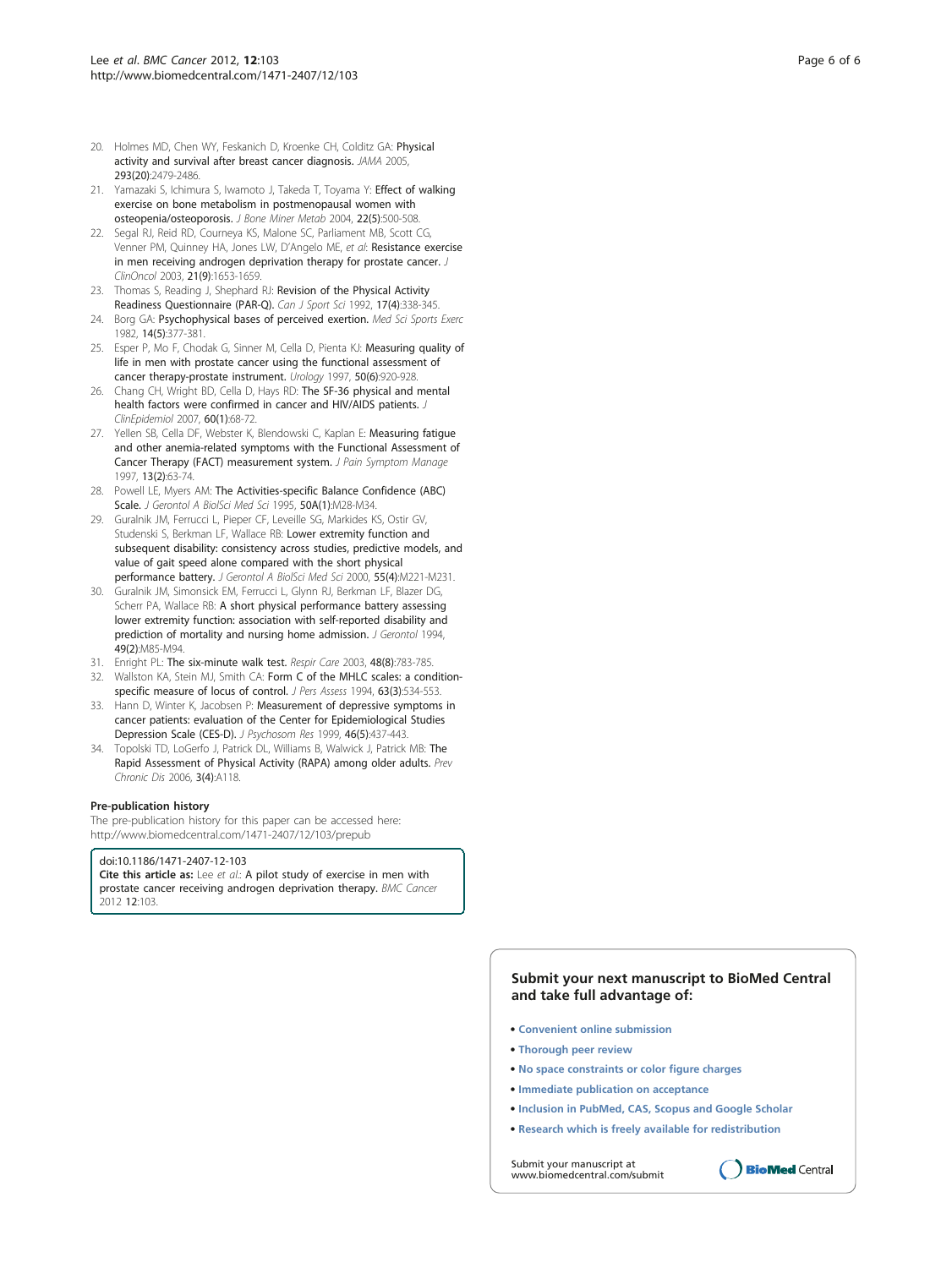20. Holmes MD, Chen WY, Feskanich D, Kroenke CH, Colditz GA: **Physical activity and survival after breast cancer diagnosis.** *JAMA* 2005, **293(20)**:2479-2486.
21. Yamazaki S, Ichimura S, Iwamoto J, Takeda T, Toyama Y: **Effect of walking exercise on bone metabolism in postmenopausal women with osteopenia/osteoporosis.** *J Bone Miner Metab* 2004, **22(5)**:500-508.
22. Segal RJ, Reid RD, Courneya KS, Malone SC, Parliament MB, Scott CG, Venner PM, Quinney HA, Jones LW, D'Angelo ME, *et al*: **Resistance exercise in men receiving androgen deprivation therapy for prostate cancer.** *J ClinOncol* 2003, **21(9)**:1653-1659.
23. Thomas S, Reading J, Shephard RJ: **Revision of the Physical Activity Readiness Questionnaire (PAR-Q).** *Can J Sport Sci* 1992, **17(4)**:338-345.
24. Borg GA: **Psychophysical bases of perceived exertion.** *Med Sci Sports Exerc* 1982, **14(5)**:377-381.
25. Esper P, Mo F, Chodak G, Sinner M, Cella D, Pienta KJ: **Measuring quality of life in men with prostate cancer using the functional assessment of cancer therapy-prostate instrument.** *Urology* 1997, **50(6)**:920-928.
26. Chang CH, Wright BD, Cella D, Hays RD: **The SF-36 physical and mental health factors were confirmed in cancer and HIV/AIDS patients.** *J ClinEpidemiol* 2007, **60(1)**:68-72.
27. Yellen SB, Cella DF, Webster K, Blendowski C, Kaplan E: **Measuring fatigue and other anemia-related symptoms with the Functional Assessment of Cancer Therapy (FACT) measurement system.** *J Pain Symptom Manage* 1997, **13(2)**:63-74.
28. Powell LE, Myers AM: **The Activities-specific Balance Confidence (ABC) Scale.** *J Gerontol A BiolSci Med Sci* 1995, **50A(1)**:M28-M34.
29. Guralnik JM, Ferrucci L, Pieper CF, Leveille SG, Markides KS, Ostir GV, Studenski S, Berkman LF, Wallace RB: **Lower extremity function and subsequent disability: consistency across studies, predictive models, and value of gait speed alone compared with the short physical performance battery.** *J Gerontol A BiolSci Med Sci* 2000, **55(4)**:M221-M231.
30. Guralnik JM, Simonsick EM, Ferrucci L, Glynn RJ, Berkman LF, Blazer DG, Scherr PA, Wallace RB: **A short physical performance battery assessing lower extremity function: association with self-reported disability and prediction of mortality and nursing home admission.** *J Gerontol* 1994, **49(2)**:M85-M94.
31. Enright PL: **The six-minute walk test.** *Respir Care* 2003, **48(8)**:783-785.
32. Wallston KA, Stein MJ, Smith CA: **Form C of the MHLC scales: a condition-specific measure of locus of control.** *J Pers Assess* 1994, **63(3)**:534-553.
33. Hann D, Winter K, Jacobsen P: **Measurement of depressive symptoms in cancer patients: evaluation of the Center for Epidemiological Studies Depression Scale (CES-D).** *J Psychosom Res* 1999, **46(5)**:437-443.
34. Topolski TD, LoGerfo J, Patrick DL, Williams B, Walwick J, Patrick MB: **The Rapid Assessment of Physical Activity (RAPA) among older adults.** *Prev Chronic Dis* 2006, **3(4)**:A118.

### Pre-publication history

The pre-publication history for this paper can be accessed here: http://www.biomedcentral.com/1471-2407/12/103/prepub

doi:10.1186/1471-2407-12-103
**Cite this article as:** Lee *et al.*: A pilot study of exercise in men with prostate cancer receiving androgen deprivation therapy. *BMC Cancer* 2012 **12**:103.

**Submit your next manuscript to BioMed Central and take full advantage of:**

- Convenient online submission
- Thorough peer review
- No space constraints or color figure charges
- Immediate publication on acceptance
- Inclusion in PubMed, CAS, Scopus and Google Scholar
- Research which is freely available for redistribution

Submit your manuscript at www.biomedcentral.com/submit

BioMed Central